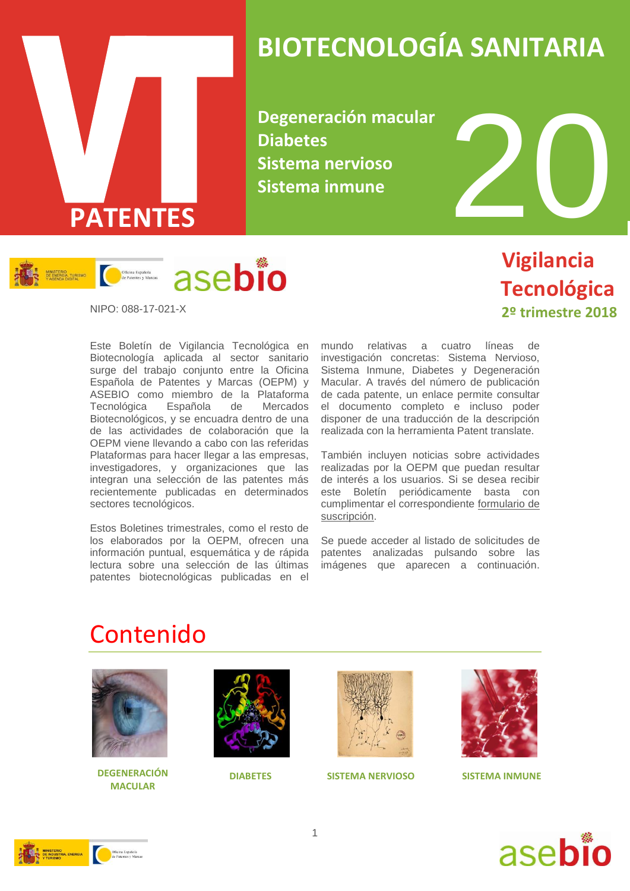# BIOTECNOLOGÍA SANITARIA

**VT PATENTES**

**Degeneración macular**
**Diabetes**
**Sistema nervioso**
**Sistema inmune**

**20**

## Vigilancia Tecnológica

**2º trimestre 2018**

NIPO: 088-17-021-X

Este Boletín de Vigilancia Tecnológica en Biotecnología aplicada al sector sanitario surge del trabajo conjunto entre la Oficina Española de Patentes y Marcas (OEPM) y ASEBIO como miembro de la Plataforma Tecnológica Española de Mercados Biotecnológicos, y se encuadra dentro de una de las actividades de colaboración que la OEPM viene llevando a cabo con las referidas Plataformas para hacer llegar a las empresas, investigadores, y organizaciones que las integran una selección de las patentes más recientemente publicadas en determinados sectores tecnológicos.

Estos Boletines trimestrales, como el resto de los elaborados por la OEPM, ofrecen una información puntual, esquemática y de rápida lectura sobre una selección de las últimas patentes biotecnológicas publicadas en el mundo relativas a cuatro líneas de investigación concretas: Sistema Nervioso, Sistema Inmune, Diabetes y Degeneración Macular. A través del número de publicación de cada patente, un enlace permite consultar el documento completo e incluso poder disponer de una traducción de la descripción realizada con la herramienta Patent translate.

También incluyen noticias sobre actividades realizadas por la OEPM que puedan resultar de interés a los usuarios. Si se desea recibir este Boletín periódicamente basta con cumplimentar el correspondiente formulario de suscripción.

Se puede acceder al listado de solicitudes de patentes analizadas pulsando sobre las imágenes que aparecen a continuación.

# Contenido

DEGENERACIÓN MACULAR

DIABETES

SISTEMA NERVIOSO

SISTEMA INMUNE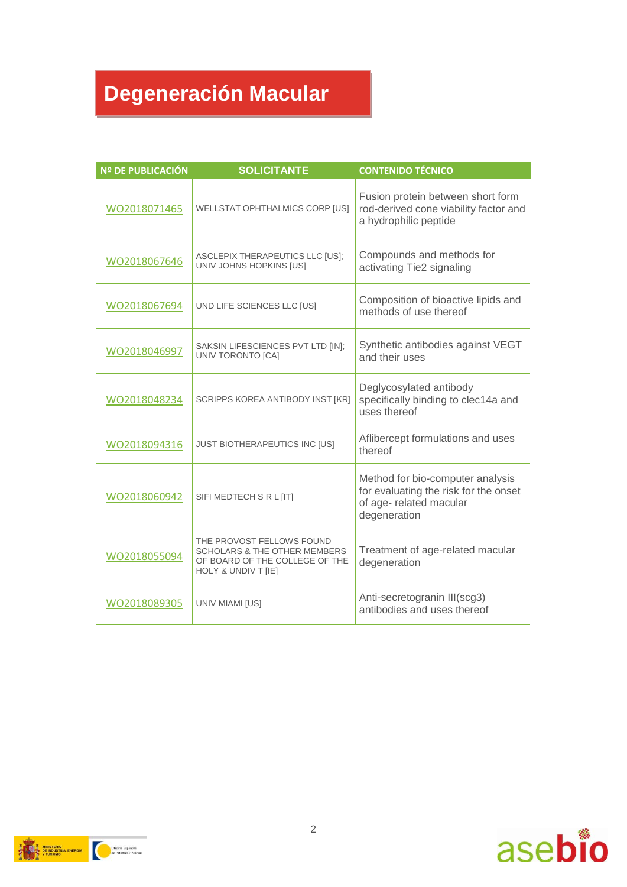# Degeneración Macular

| Nº DE PUBLICACIÓN | SOLICITANTE | CONTENIDO TÉCNICO |
|---|---|---|
| WO2018071465 | WELLSTAT OPHTHALMICS CORP [US] | Fusion protein between short form rod-derived cone viability factor and a hydrophilic peptide |
| WO2018067646 | ASCLEPIX THERAPEUTICS LLC [US]; UNIV JOHNS HOPKINS [US] | Compounds and methods for activating Tie2 signaling |
| WO2018067694 | UND LIFE SCIENCES LLC [US] | Composition of bioactive lipids and methods of use thereof |
| WO2018046997 | SAKSIN LIFESCIENCES PVT LTD [IN]; UNIV TORONTO [CA] | Synthetic antibodies against VEGT and their uses |
| WO2018048234 | SCRIPPS KOREA ANTIBODY INST [KR] | Deglycosylated antibody specifically binding to clec14a and uses thereof |
| WO2018094316 | JUST BIOTHERAPEUTICS INC [US] | Aflibercept formulations and uses thereof |
| WO2018060942 | SIFI MEDTECH S R L [IT] | Method for bio-computer analysis for evaluating the risk for the onset of age- related macular degeneration |
| WO2018055094 | THE PROVOST FELLOWS FOUND SCHOLARS & THE OTHER MEMBERS OF BOARD OF THE COLLEGE OF THE HOLY & UNDIV T [IE] | Treatment of age-related macular degeneration |
| WO2018089305 | UNIV MIAMI [US] | Anti-secretogranin III(scg3) antibodies and uses thereof |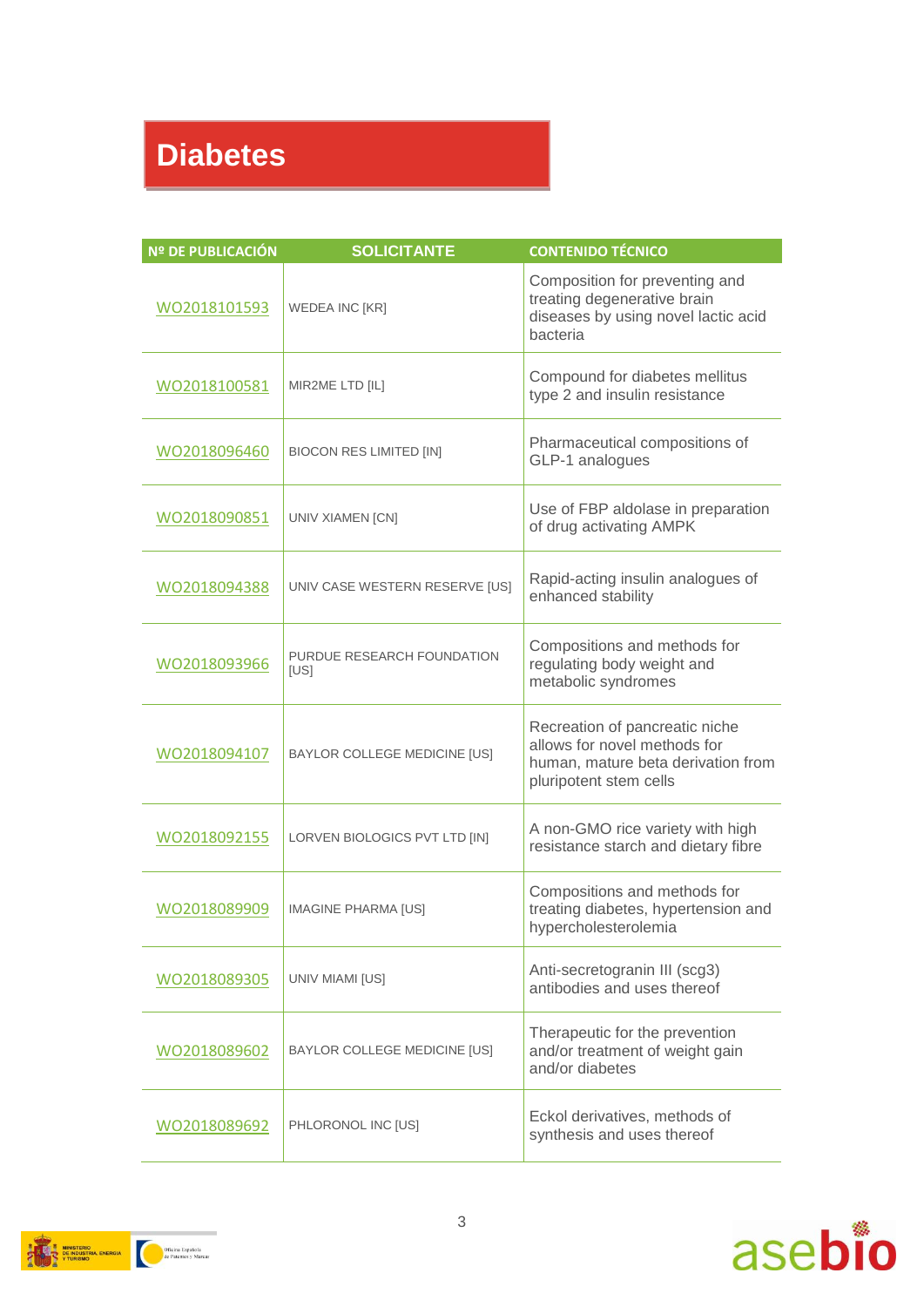# Diabetes

| Nº DE PUBLICACIÓN | SOLICITANTE | CONTENIDO TÉCNICO |
|---|---|---|
| WO2018101593 | WEDEA INC [KR] | Composition for preventing and treating degenerative brain diseases by using novel lactic acid bacteria |
| WO2018100581 | MIR2ME LTD [IL] | Compound for diabetes mellitus type 2 and insulin resistance |
| WO2018096460 | BIOCON RES LIMITED [IN] | Pharmaceutical compositions of GLP-1 analogues |
| WO2018090851 | UNIV XIAMEN [CN] | Use of FBP aldolase in preparation of drug activating AMPK |
| WO2018094388 | UNIV CASE WESTERN RESERVE [US] | Rapid-acting insulin analogues of enhanced stability |
| WO2018093966 | PURDUE RESEARCH FOUNDATION [US] | Compositions and methods for regulating body weight and metabolic syndromes |
| WO2018094107 | BAYLOR COLLEGE MEDICINE [US] | Recreation of pancreatic niche allows for novel methods for human, mature beta derivation from pluripotent stem cells |
| WO2018092155 | LORVEN BIOLOGICS PVT LTD [IN] | A non-GMO rice variety with high resistance starch and dietary fibre |
| WO2018089909 | IMAGINE PHARMA [US] | Compositions and methods for treating diabetes, hypertension and hypercholesterolemia |
| WO2018089305 | UNIV MIAMI [US] | Anti-secretogranin III (scg3) antibodies and uses thereof |
| WO2018089602 | BAYLOR COLLEGE MEDICINE [US] | Therapeutic for the prevention and/or treatment of weight gain and/or diabetes |
| WO2018089692 | PHLORONOL INC [US] | Eckol derivatives, methods of synthesis and uses thereof |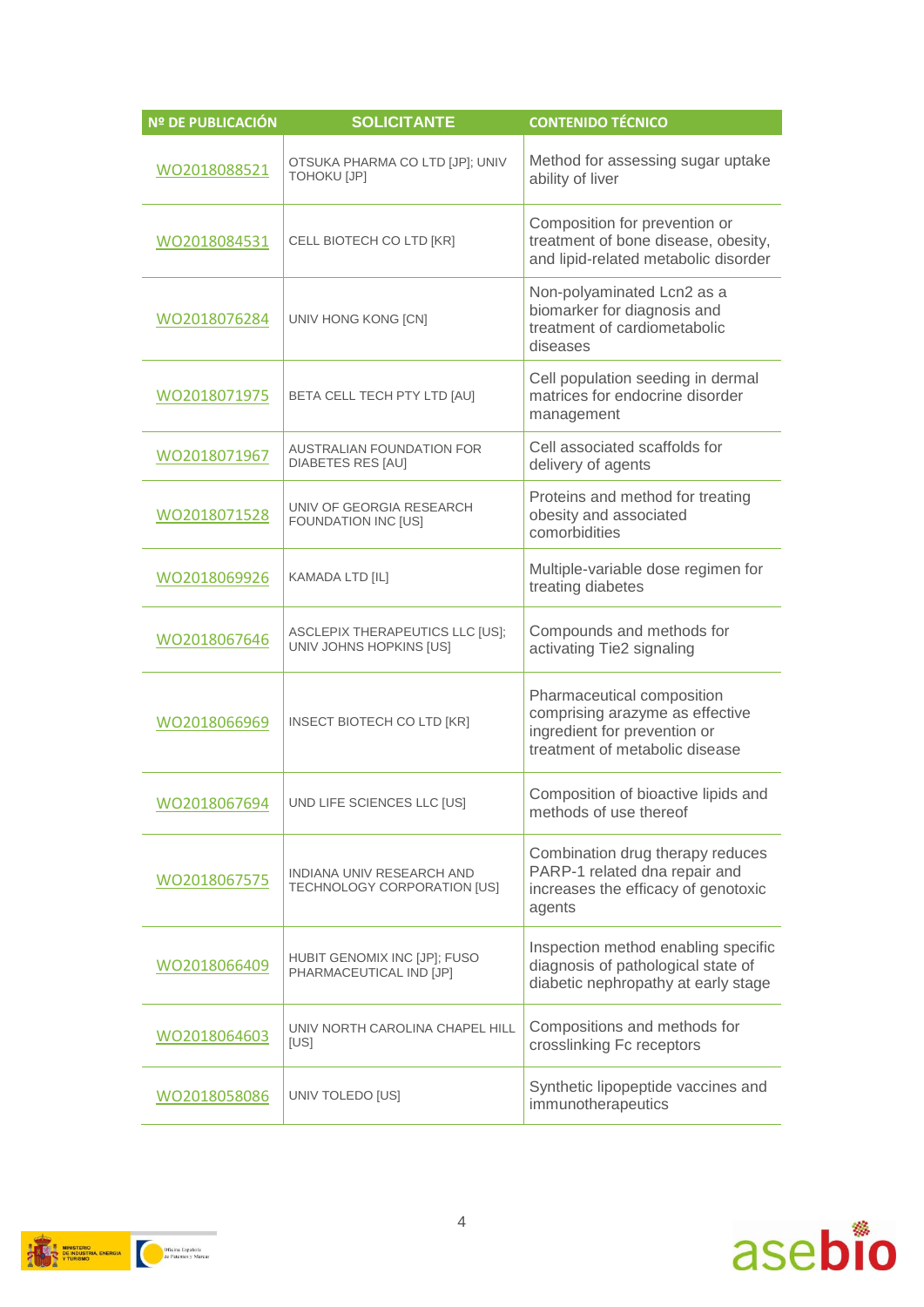| Nº DE PUBLICACIÓN | SOLICITANTE | CONTENIDO TÉCNICO |
|---|---|---|
| WO2018088521 | OTSUKA PHARMA CO LTD [JP]; UNIV TOHOKU [JP] | Method for assessing sugar uptake ability of liver |
| WO2018084531 | CELL BIOTECH CO LTD [KR] | Composition for prevention or treatment of bone disease, obesity, and lipid-related metabolic disorder |
| WO2018076284 | UNIV HONG KONG [CN] | Non-polyaminated Lcn2 as a biomarker for diagnosis and treatment of cardiometabolic diseases |
| WO2018071975 | BETA CELL TECH PTY LTD [AU] | Cell population seeding in dermal matrices for endocrine disorder management |
| WO2018071967 | AUSTRALIAN FOUNDATION FOR DIABETES RES [AU] | Cell associated scaffolds for delivery of agents |
| WO2018071528 | UNIV OF GEORGIA RESEARCH FOUNDATION INC [US] | Proteins and method for treating obesity and associated comorbidities |
| WO2018069926 | KAMADA LTD [IL] | Multiple-variable dose regimen for treating diabetes |
| WO2018067646 | ASCLEPIX THERAPEUTICS LLC [US]; UNIV JOHNS HOPKINS [US] | Compounds and methods for activating Tie2 signaling |
| WO2018066969 | INSECT BIOTECH CO LTD [KR] | Pharmaceutical composition comprising arazyme as effective ingredient for prevention or treatment of metabolic disease |
| WO2018067694 | UND LIFE SCIENCES LLC [US] | Composition of bioactive lipids and methods of use thereof |
| WO2018067575 | INDIANA UNIV RESEARCH AND TECHNOLOGY CORPORATION [US] | Combination drug therapy reduces PARP-1 related dna repair and increases the efficacy of genotoxic agents |
| WO2018066409 | HUBIT GENOMIX INC [JP]; FUSO PHARMACEUTICAL IND [JP] | Inspection method enabling specific diagnosis of pathological state of diabetic nephropathy at early stage |
| WO2018064603 | UNIV NORTH CAROLINA CHAPEL HILL [US] | Compositions and methods for crosslinking Fc receptors |
| WO2018058086 | UNIV TOLEDO [US] | Synthetic lipopeptide vaccines and immunotherapeutics |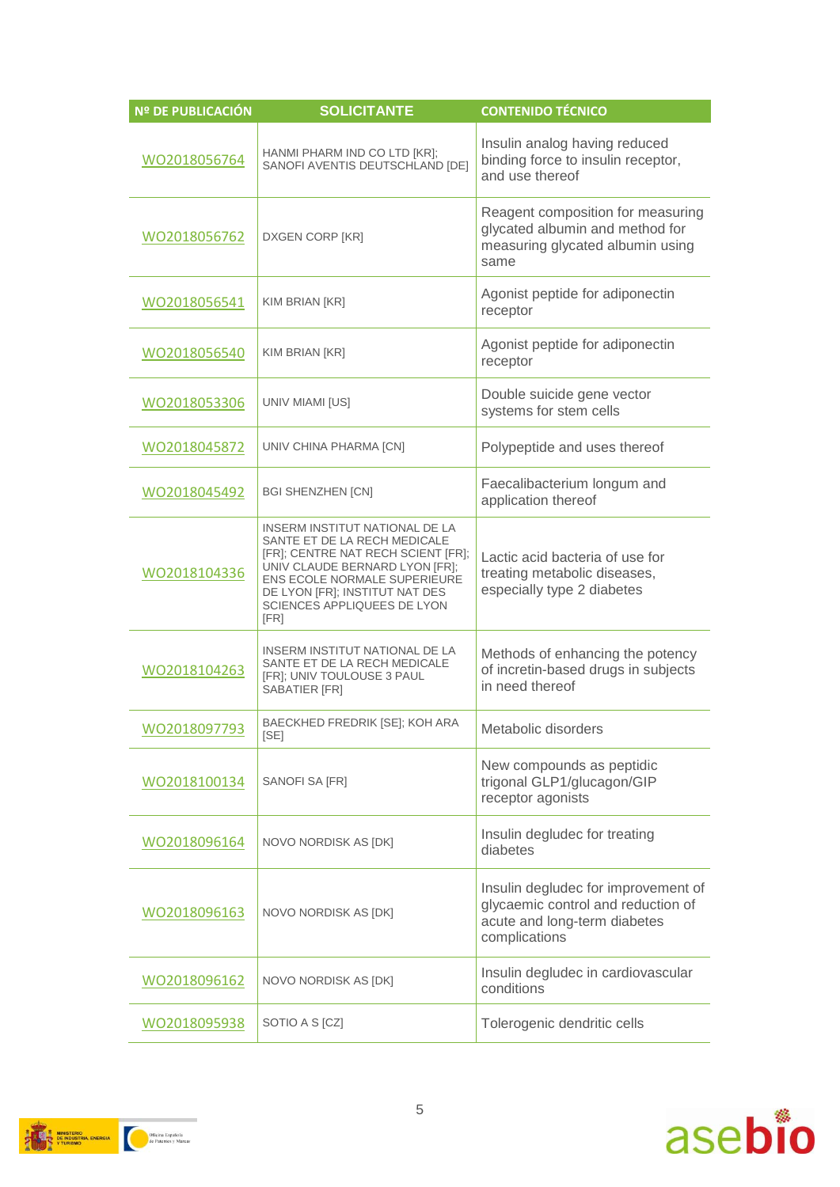| Nº DE PUBLICACIÓN | SOLICITANTE | CONTENIDO TÉCNICO |
|---|---|---|
| WO2018056764 | HANMI PHARM IND CO LTD [KR]; SANOFI AVENTIS DEUTSCHLAND [DE] | Insulin analog having reduced binding force to insulin receptor, and use thereof |
| WO2018056762 | DXGEN CORP [KR] | Reagent composition for measuring glycated albumin and method for measuring glycated albumin using same |
| WO2018056541 | KIM BRIAN [KR] | Agonist peptide for adiponectin receptor |
| WO2018056540 | KIM BRIAN [KR] | Agonist peptide for adiponectin receptor |
| WO2018053306 | UNIV MIAMI [US] | Double suicide gene vector systems for stem cells |
| WO2018045872 | UNIV CHINA PHARMA [CN] | Polypeptide and uses thereof |
| WO2018045492 | BGI SHENZHEN [CN] | Faecalibacterium longum and application thereof |
| WO2018104336 | INSERM INSTITUT NATIONAL DE LA SANTE ET DE LA RECH MEDICALE [FR]; CENTRE NAT RECH SCIENT [FR]; UNIV CLAUDE BERNARD LYON [FR]; ENS ECOLE NORMALE SUPERIEURE DE LYON [FR]; INSTITUT NAT DES SCIENCES APPLIQUEES DE LYON [FR] | Lactic acid bacteria of use for treating metabolic diseases, especially type 2 diabetes |
| WO2018104263 | INSERM INSTITUT NATIONAL DE LA SANTE ET DE LA RECH MEDICALE [FR]; UNIV TOULOUSE 3 PAUL SABATIER [FR] | Methods of enhancing the potency of incretin-based drugs in subjects in need thereof |
| WO2018097793 | BAECKHED FREDRIK [SE]; KOH ARA [SE] | Metabolic disorders |
| WO2018100134 | SANOFI SA [FR] | New compounds as peptidic trigonal GLP1/glucagon/GIP receptor agonists |
| WO2018096164 | NOVO NORDISK AS [DK] | Insulin degludec for treating diabetes |
| WO2018096163 | NOVO NORDISK AS [DK] | Insulin degludec for improvement of glycaemic control and reduction of acute and long-term diabetes complications |
| WO2018096162 | NOVO NORDISK AS [DK] | Insulin degludec in cardiovascular conditions |
| WO2018095938 | SOTIO A S [CZ] | Tolerogenic dendritic cells |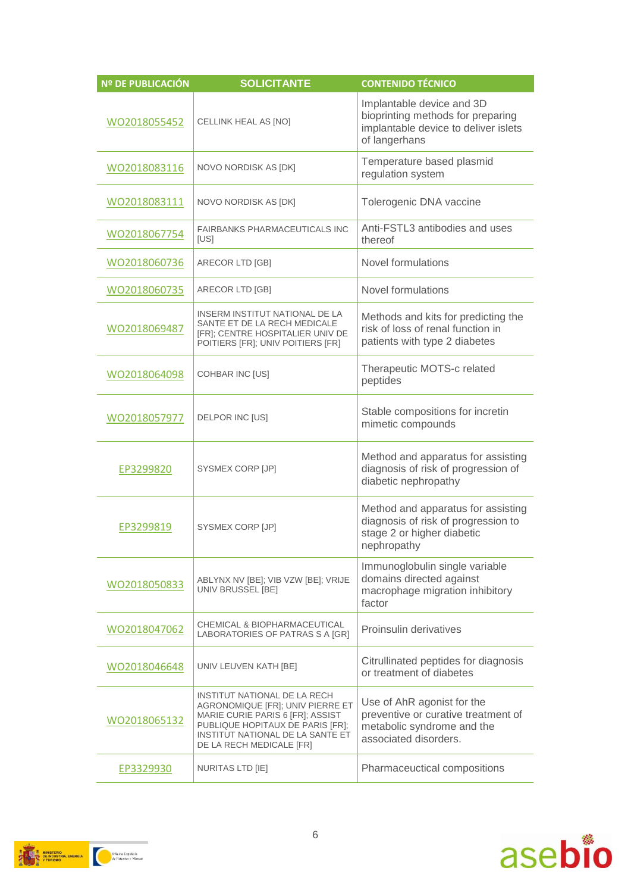| Nº DE PUBLICACIÓN | SOLICITANTE | CONTENIDO TÉCNICO |
|---|---|---|
| WO2018055452 | CELLINK HEAL AS [NO] | Implantable device and 3D bioprinting methods for preparing implantable device to deliver islets of langerhans |
| WO2018083116 | NOVO NORDISK AS [DK] | Temperature based plasmid regulation system |
| WO2018083111 | NOVO NORDISK AS [DK] | Tolerogenic DNA vaccine |
| WO2018067754 | FAIRBANKS PHARMACEUTICALS INC [US] | Anti-FSTL3 antibodies and uses thereof |
| WO2018060736 | ARECOR LTD [GB] | Novel formulations |
| WO2018060735 | ARECOR LTD [GB] | Novel formulations |
| WO2018069487 | INSERM INSTITUT NATIONAL DE LA SANTE ET DE LA RECH MEDICALE [FR]; CENTRE HOSPITALIER UNIV DE POITIERS [FR]; UNIV POITIERS [FR] | Methods and kits for predicting the risk of loss of renal function in patients with type 2 diabetes |
| WO2018064098 | COHBAR INC [US] | Therapeutic MOTS-c related peptides |
| WO2018057977 | DELPOR INC [US] | Stable compositions for incretin mimetic compounds |
| EP3299820 | SYSMEX CORP [JP] | Method and apparatus for assisting diagnosis of risk of progression of diabetic nephropathy |
| EP3299819 | SYSMEX CORP [JP] | Method and apparatus for assisting diagnosis of risk of progression to stage 2 or higher diabetic nephropathy |
| WO2018050833 | ABLYNX NV [BE]; VIB VZW [BE]; VRIJE UNIV BRUSSEL [BE] | Immunoglobulin single variable domains directed against macrophage migration inhibitory factor |
| WO2018047062 | CHEMICAL & BIOPHARMACEUTICAL LABORATORIES OF PATRAS S A [GR] | Proinsulin derivatives |
| WO2018046648 | UNIV LEUVEN KATH [BE] | Citrullinated peptides for diagnosis or treatment of diabetes |
| WO2018065132 | INSTITUT NATIONAL DE LA RECH AGRONOMIQUE [FR]; UNIV PIERRE ET MARIE CURIE PARIS 6 [FR]; ASSIST PUBLIQUE HOPITAUX DE PARIS [FR]; INSTITUT NATIONAL DE LA SANTE ET DE LA RECH MEDICALE [FR] | Use of AhR agonist for the preventive or curative treatment of metabolic syndrome and the associated disorders. |
| EP3329930 | NURITAS LTD [IE] | Pharmaceuctical compositions |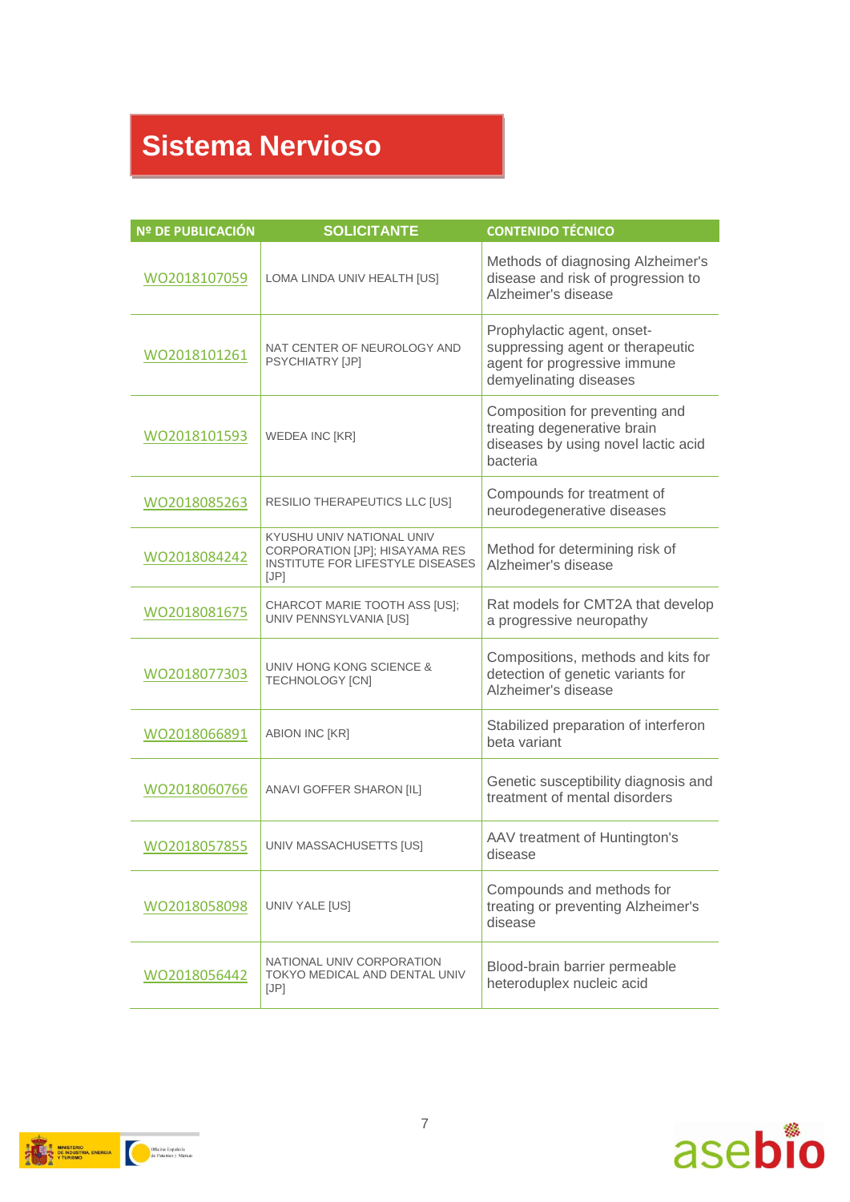# Sistema Nervioso

| Nº DE PUBLICACIÓN | SOLICITANTE | CONTENIDO TÉCNICO |
|---|---|---|
| WO2018107059 | LOMA LINDA UNIV HEALTH [US] | Methods of diagnosing Alzheimer's disease and risk of progression to Alzheimer's disease |
| WO2018101261 | NAT CENTER OF NEUROLOGY AND PSYCHIATRY [JP] | Prophylactic agent, onset-suppressing agent or therapeutic agent for progressive immune demyelinating diseases |
| WO2018101593 | WEDEA INC [KR] | Composition for preventing and treating degenerative brain diseases by using novel lactic acid bacteria |
| WO2018085263 | RESILIO THERAPEUTICS LLC [US] | Compounds for treatment of neurodegenerative diseases |
| WO2018084242 | KYUSHU UNIV NATIONAL UNIV CORPORATION [JP]; HISAYAMA RES INSTITUTE FOR LIFESTYLE DISEASES [JP] | Method for determining risk of Alzheimer's disease |
| WO2018081675 | CHARCOT MARIE TOOTH ASS [US]; UNIV PENNSYLVANIA [US] | Rat models for CMT2A that develop a progressive neuropathy |
| WO2018077303 | UNIV HONG KONG SCIENCE & TECHNOLOGY [CN] | Compositions, methods and kits for detection of genetic variants for Alzheimer's disease |
| WO2018066891 | ABION INC [KR] | Stabilized preparation of interferon beta variant |
| WO2018060766 | ANAVI GOFFER SHARON [IL] | Genetic susceptibility diagnosis and treatment of mental disorders |
| WO2018057855 | UNIV MASSACHUSETTS [US] | AAV treatment of Huntington's disease |
| WO2018058098 | UNIV YALE [US] | Compounds and methods for treating or preventing Alzheimer's disease |
| WO2018056442 | NATIONAL UNIV CORPORATION TOKYO MEDICAL AND DENTAL UNIV [JP] | Blood-brain barrier permeable heteroduplex nucleic acid |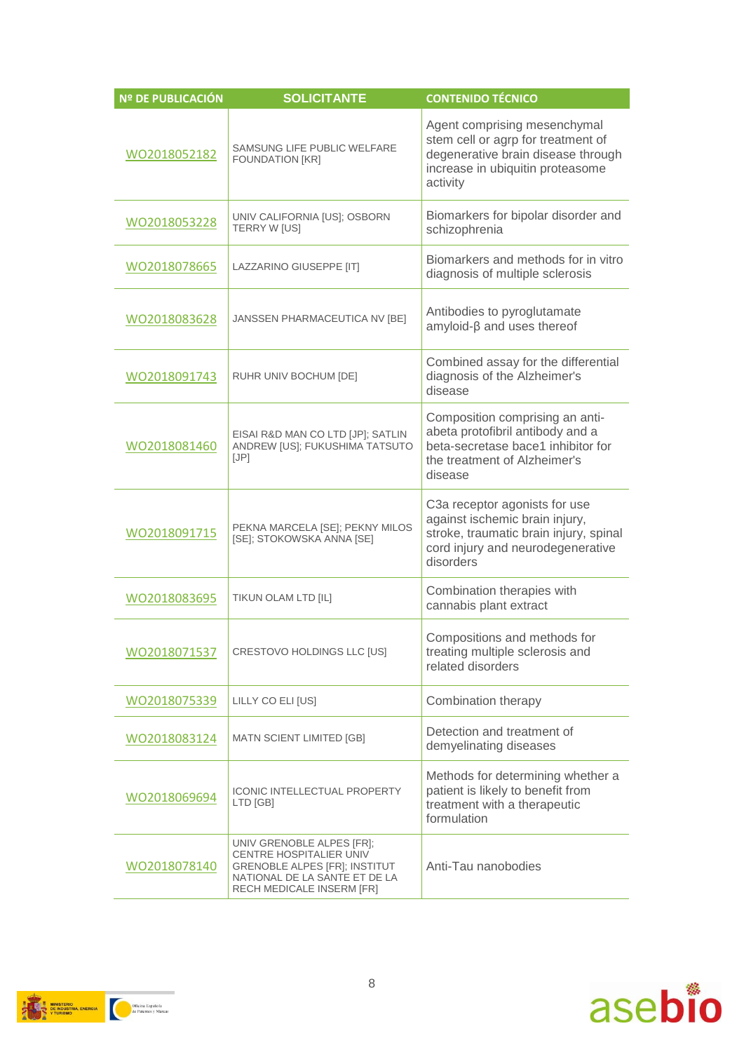| Nº DE PUBLICACIÓN | SOLICITANTE | CONTENIDO TÉCNICO |
| --- | --- | --- |
| WO2018052182 | SAMSUNG LIFE PUBLIC WELFARE FOUNDATION [KR] | Agent comprising mesenchymal stem cell or agrp for treatment of degenerative brain disease through increase in ubiquitin proteasome activity |
| WO2018053228 | UNIV CALIFORNIA [US]; OSBORN TERRY W [US] | Biomarkers for bipolar disorder and schizophrenia |
| WO2018078665 | LAZZARINO GIUSEPPE [IT] | Biomarkers and methods for in vitro diagnosis of multiple sclerosis |
| WO2018083628 | JANSSEN PHARMACEUTICA NV [BE] | Antibodies to pyroglutamate amyloid-β and uses thereof |
| WO2018091743 | RUHR UNIV BOCHUM [DE] | Combined assay for the differential diagnosis of the Alzheimer's disease |
| WO2018081460 | EISAI R&D MAN CO LTD [JP]; SATLIN ANDREW [US]; FUKUSHIMA TATSUTO [JP] | Composition comprising an anti-abeta protofibril antibody and a beta-secretase bace1 inhibitor for the treatment of Alzheimer's disease |
| WO2018091715 | PEKNA MARCELA [SE]; PEKNY MILOS [SE]; STOKOWSKA ANNA [SE] | C3a receptor agonists for use against ischemic brain injury, stroke, traumatic brain injury, spinal cord injury and neurodegenerative disorders |
| WO2018083695 | TIKUN OLAM LTD [IL] | Combination therapies with cannabis plant extract |
| WO2018071537 | CRESTOVO HOLDINGS LLC [US] | Compositions and methods for treating multiple sclerosis and related disorders |
| WO2018075339 | LILLY CO ELI [US] | Combination therapy |
| WO2018083124 | MATN SCIENT LIMITED [GB] | Detection and treatment of demyelinating diseases |
| WO2018069694 | ICONIC INTELLECTUAL PROPERTY LTD [GB] | Methods for determining whether a patient is likely to benefit from treatment with a therapeutic formulation |
| WO2018078140 | UNIV GRENOBLE ALPES [FR]; CENTRE HOSPITALIER UNIV GRENOBLE ALPES [FR]; INSTITUT NATIONAL DE LA SANTE ET DE LA RECH MEDICALE INSERM [FR] | Anti-Tau nanobodies |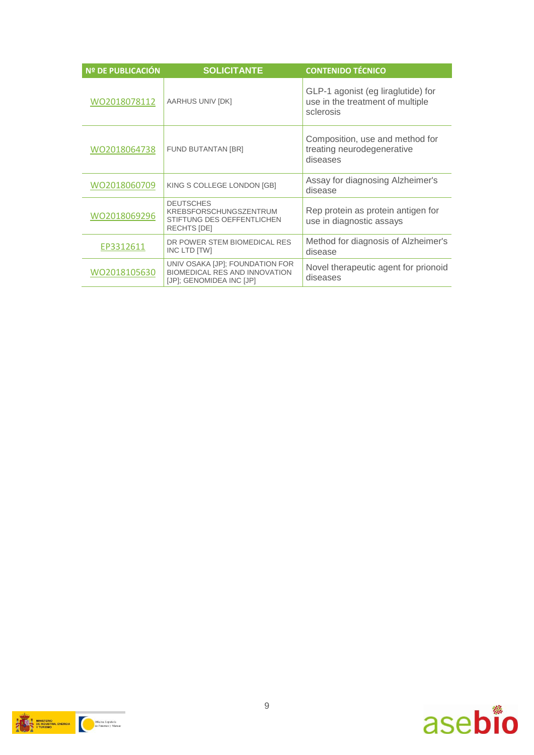| Nº DE PUBLICACIÓN | SOLICITANTE | CONTENIDO TÉCNICO |
|---|---|---|
| WO2018078112 | AARHUS UNIV [DK] | GLP-1 agonist (eg liraglutide) for use in the treatment of multiple sclerosis |
| WO2018064738 | FUND BUTANTAN [BR] | Composition, use and method for treating neurodegenerative diseases |
| WO2018060709 | KING S COLLEGE LONDON [GB] | Assay for diagnosing Alzheimer's disease |
| WO2018069296 | DEUTSCHES KREBSFORSCHUNGSZENTRUM STIFTUNG DES OEFFENTLICHEN RECHTS [DE] | Rep protein as protein antigen for use in diagnostic assays |
| EP3312611 | DR POWER STEM BIOMEDICAL RES INC LTD [TW] | Method for diagnosis of Alzheimer's disease |
| WO2018105630 | UNIV OSAKA [JP]; FOUNDATION FOR BIOMEDICAL RES AND INNOVATION [JP]; GENOMIDEA INC [JP] | Novel therapeutic agent for prionoid diseases |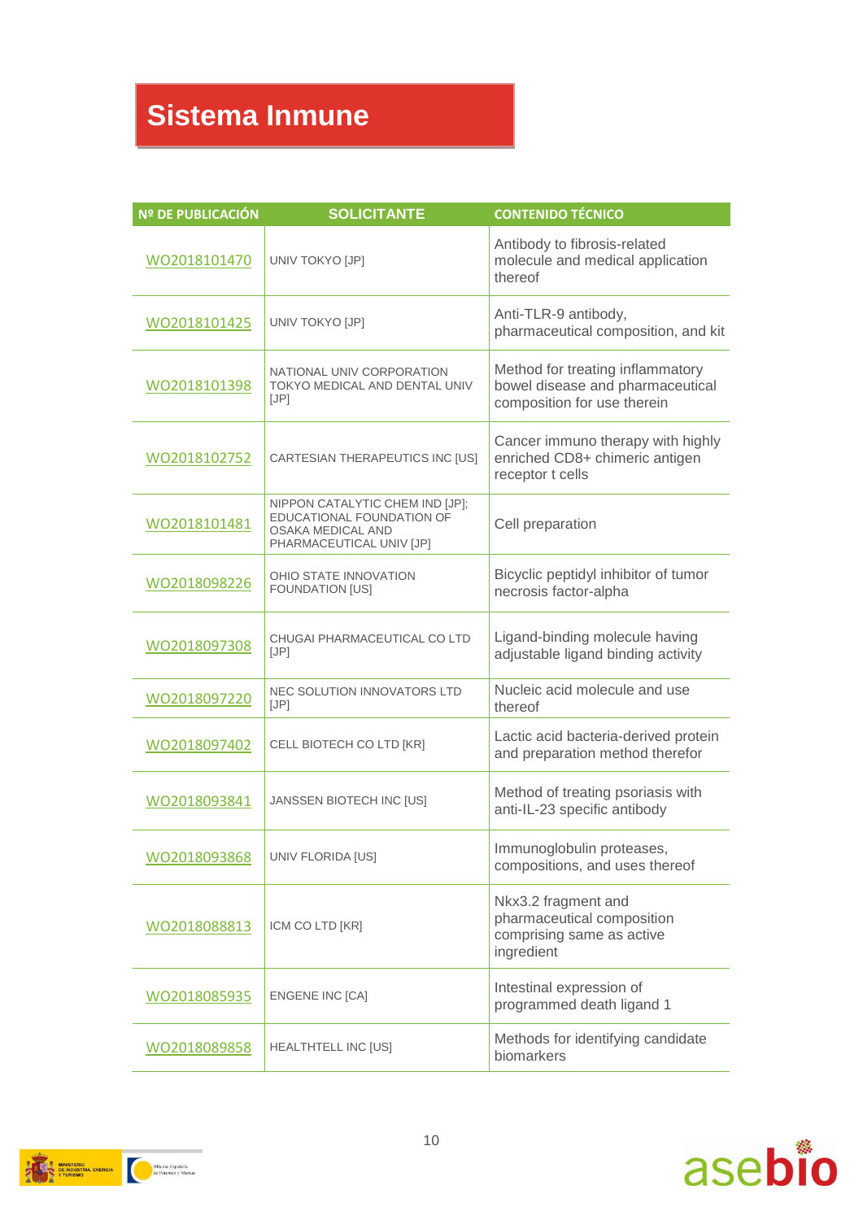# Sistema Inmune

| Nº DE PUBLICACIÓN | SOLICITANTE | CONTENIDO TÉCNICO |
|---|---|---|
| WO2018101470 | UNIV TOKYO [JP] | Antibody to fibrosis-related molecule and medical application thereof |
| WO2018101425 | UNIV TOKYO [JP] | Anti-TLR-9 antibody, pharmaceutical composition, and kit |
| WO2018101398 | NATIONAL UNIV CORPORATION TOKYO MEDICAL AND DENTAL UNIV [JP] | Method for treating inflammatory bowel disease and pharmaceutical composition for use therein |
| WO2018102752 | CARTESIAN THERAPEUTICS INC [US] | Cancer immuno therapy with highly enriched CD8+ chimeric antigen receptor t cells |
| WO2018101481 | NIPPON CATALYTIC CHEM IND [JP]; EDUCATIONAL FOUNDATION OF OSAKA MEDICAL AND PHARMACEUTICAL UNIV [JP] | Cell preparation |
| WO2018098226 | OHIO STATE INNOVATION FOUNDATION [US] | Bicyclic peptidyl inhibitor of tumor necrosis factor-alpha |
| WO2018097308 | CHUGAI PHARMACEUTICAL CO LTD [JP] | Ligand-binding molecule having adjustable ligand binding activity |
| WO2018097220 | NEC SOLUTION INNOVATORS LTD [JP] | Nucleic acid molecule and use thereof |
| WO2018097402 | CELL BIOTECH CO LTD [KR] | Lactic acid bacteria-derived protein and preparation method therefor |
| WO2018093841 | JANSSEN BIOTECH INC [US] | Method of treating psoriasis with anti-IL-23 specific antibody |
| WO2018093868 | UNIV FLORIDA [US] | Immunoglobulin proteases, compositions, and uses thereof |
| WO2018088813 | ICM CO LTD [KR] | Nkx3.2 fragment and pharmaceutical composition comprising same as active ingredient |
| WO2018085935 | ENGENE INC [CA] | Intestinal expression of programmed death ligand 1 |
| WO2018089858 | HEALTHTELL INC [US] | Methods for identifying candidate biomarkers |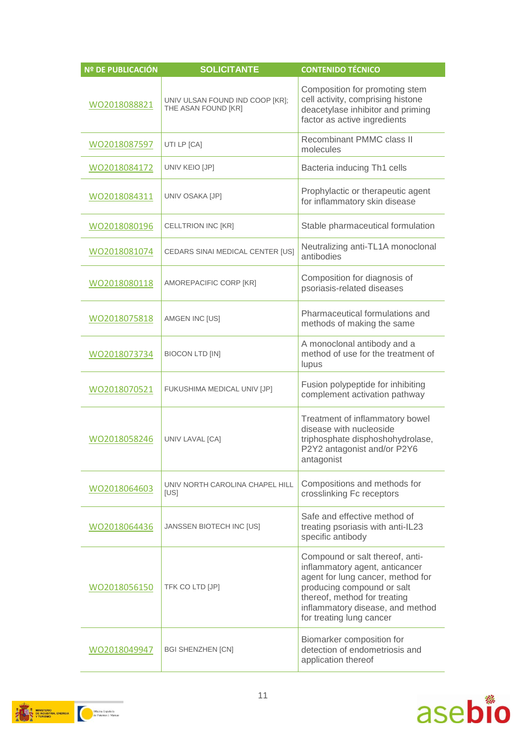| Nº DE PUBLICACIÓN | SOLICITANTE | CONTENIDO TÉCNICO |
|---|---|---|
| WO2018088821 | UNIV ULSAN FOUND IND COOP [KR]; THE ASAN FOUND [KR] | Composition for promoting stem cell activity, comprising histone deacetylase inhibitor and priming factor as active ingredients |
| WO2018087597 | UTI LP [CA] | Recombinant PMMC class II molecules |
| WO2018084172 | UNIV KEIO [JP] | Bacteria inducing Th1 cells |
| WO2018084311 | UNIV OSAKA [JP] | Prophylactic or therapeutic agent for inflammatory skin disease |
| WO2018080196 | CELLTRION INC [KR] | Stable pharmaceutical formulation |
| WO2018081074 | CEDARS SINAI MEDICAL CENTER [US] | Neutralizing anti-TL1A monoclonal antibodies |
| WO2018080118 | AMOREPACIFIC CORP [KR] | Composition for diagnosis of psoriasis-related diseases |
| WO2018075818 | AMGEN INC [US] | Pharmaceutical formulations and methods of making the same |
| WO2018073734 | BIOCON LTD [IN] | A monoclonal antibody and a method of use for the treatment of lupus |
| WO2018070521 | FUKUSHIMA MEDICAL UNIV [JP] | Fusion polypeptide for inhibiting complement activation pathway |
| WO2018058246 | UNIV LAVAL [CA] | Treatment of inflammatory bowel disease with nucleoside triphosphate disphoshohydrolase, P2Y2 antagonist and/or P2Y6 antagonist |
| WO2018064603 | UNIV NORTH CAROLINA CHAPEL HILL [US] | Compositions and methods for crosslinking Fc receptors |
| WO2018064436 | JANSSEN BIOTECH INC [US] | Safe and effective method of treating psoriasis with anti-IL23 specific antibody |
| WO2018056150 | TFK CO LTD [JP] | Compound or salt thereof, anti-inflammatory agent, anticancer agent for lung cancer, method for producing compound or salt thereof, method for treating inflammatory disease, and method for treating lung cancer |
| WO2018049947 | BGI SHENZHEN [CN] | Biomarker composition for detection of endometriosis and application thereof |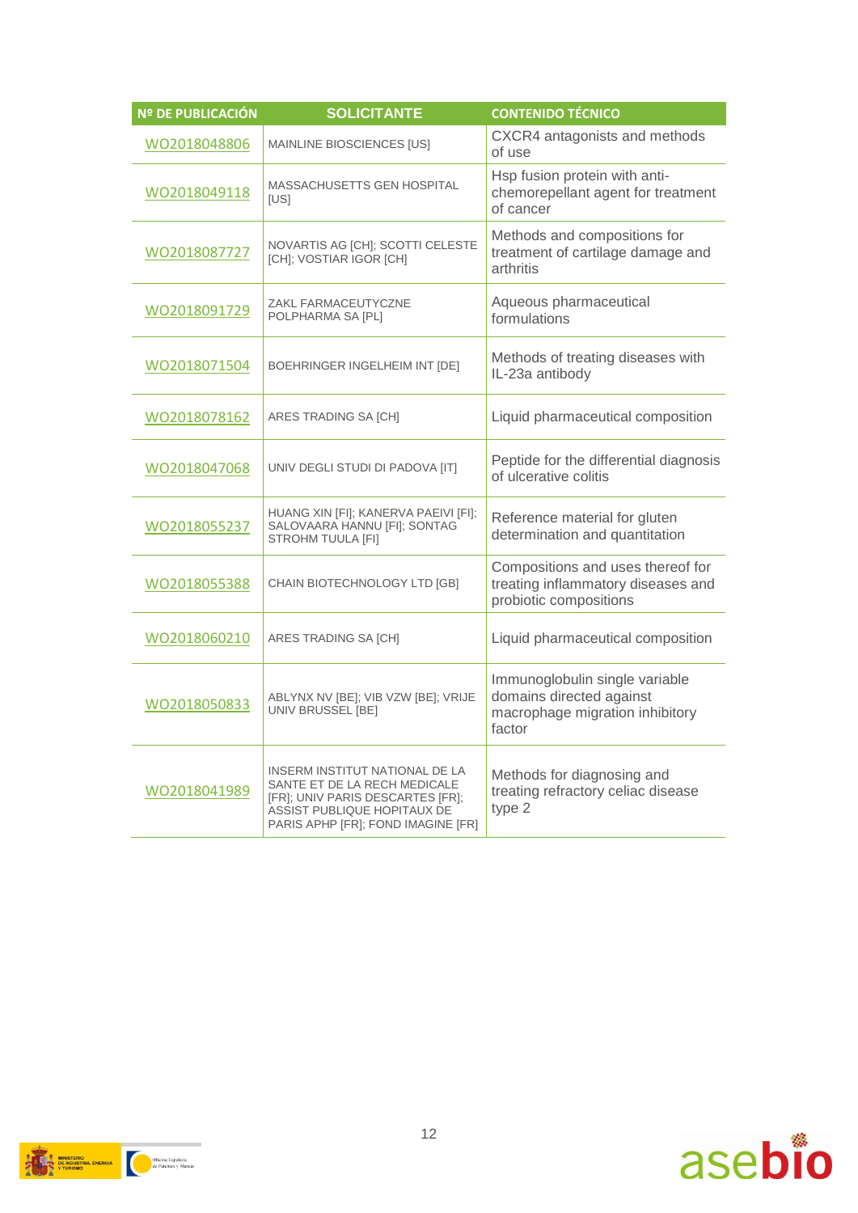| Nº DE PUBLICACIÓN | SOLICITANTE | CONTENIDO TÉCNICO |
|---|---|---|
| WO2018048806 | MAINLINE BIOSCIENCES [US] | CXCR4 antagonists and methods of use |
| WO2018049118 | MASSACHUSETTS GEN HOSPITAL [US] | Hsp fusion protein with anti-chemorepellant agent for treatment of cancer |
| WO2018087727 | NOVARTIS AG [CH]; SCOTTI CELESTE [CH]; VOSTIAR IGOR [CH] | Methods and compositions for treatment of cartilage damage and arthritis |
| WO2018091729 | ZAKL FARMACEUTYCZNE POLPHARMA SA [PL] | Aqueous pharmaceutical formulations |
| WO2018071504 | BOEHRINGER INGELHEIM INT [DE] | Methods of treating diseases with IL-23a antibody |
| WO2018078162 | ARES TRADING SA [CH] | Liquid pharmaceutical composition |
| WO2018047068 | UNIV DEGLI STUDI DI PADOVA [IT] | Peptide for the differential diagnosis of ulcerative colitis |
| WO2018055237 | HUANG XIN [FI]; KANERVA PAEIVI [FI]; SALOVAARA HANNU [FI]; SONTAG STROHM TUULA [FI] | Reference material for gluten determination and quantitation |
| WO2018055388 | CHAIN BIOTECHNOLOGY LTD [GB] | Compositions and uses thereof for treating inflammatory diseases and probiotic compositions |
| WO2018060210 | ARES TRADING SA [CH] | Liquid pharmaceutical composition |
| WO2018050833 | ABLYNX NV [BE]; VIB VZW [BE]; VRIJE UNIV BRUSSEL [BE] | Immunoglobulin single variable domains directed against macrophage migration inhibitory factor |
| WO2018041989 | INSERM INSTITUT NATIONAL DE LA SANTE ET DE LA RECH MEDICALE [FR]; UNIV PARIS DESCARTES [FR]; ASSIST PUBLIQUE HOPITAUX DE PARIS APHP [FR]; FOND IMAGINE [FR] | Methods for diagnosing and treating refractory celiac disease type 2 |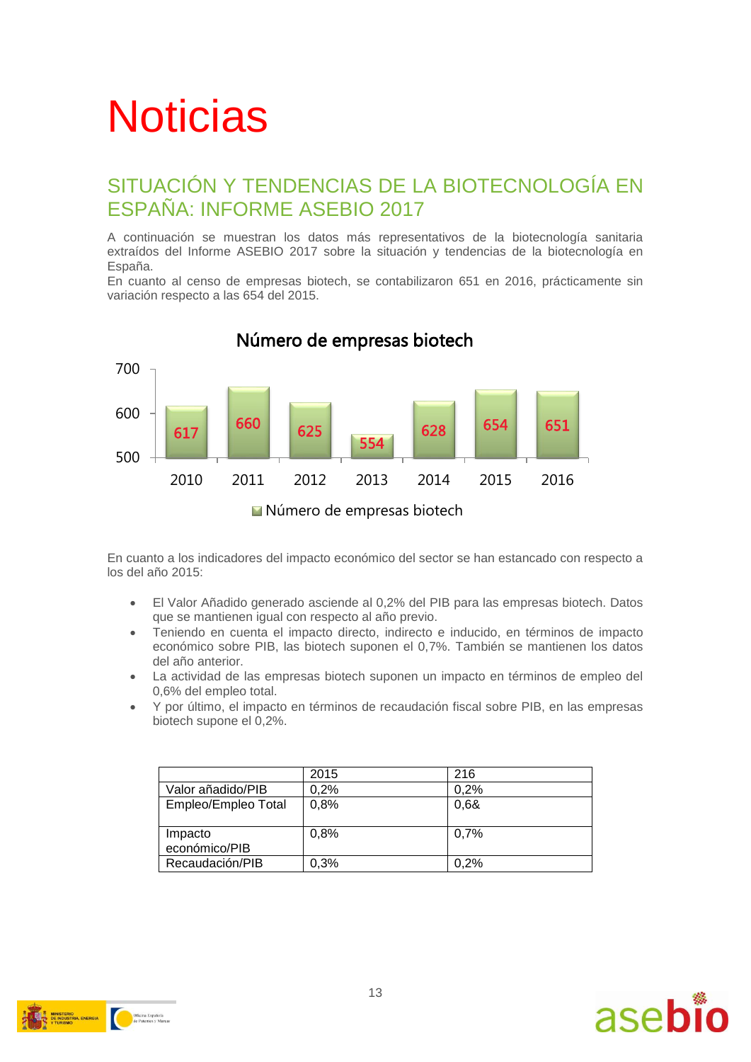# Noticias

## SITUACIÓN Y TENDENCIAS DE LA BIOTECNOLOGÍA EN ESPAÑA: INFORME ASEBIO 2017

A continuación se muestran los datos más representativos de la biotecnología sanitaria extraídos del Informe ASEBIO 2017 sobre la situación y tendencias de la biotecnología en España.
En cuanto al censo de empresas biotech, se contabilizaron 651 en 2016, prácticamente sin variación respecto a las 654 del 2015.

Número de empresas biotech

700
600
500

617 660 625 554 628 654 651

2010 2011 2012 2013 2014 2015 2016

Número de empresas biotech

En cuanto a los indicadores del impacto económico del sector se han estancado con respecto a los del año 2015:

- El Valor Añadido generado asciende al 0,2% del PIB para las empresas biotech. Datos que se mantienen igual con respecto al año previo.
- Teniendo en cuenta el impacto directo, indirecto e inducido, en términos de impacto económico sobre PIB, las biotech suponen el 0,7%. También se mantienen los datos del año anterior.
- La actividad de las empresas biotech suponen un impacto en términos de empleo del 0,6% del empleo total.
- Y por último, el impacto en términos de recaudación fiscal sobre PIB, en las empresas biotech supone el 0,2%.

| | 2015 | 216 |
|---|---|---|
| Valor añadido/PIB | 0,2% | 0,2% |
| Empleo/Empleo Total | 0,8% | 0,6& |
| Impacto económico/PIB | 0,8% | 0,7% |
| Recaudación/PIB | 0,3% | 0,2% |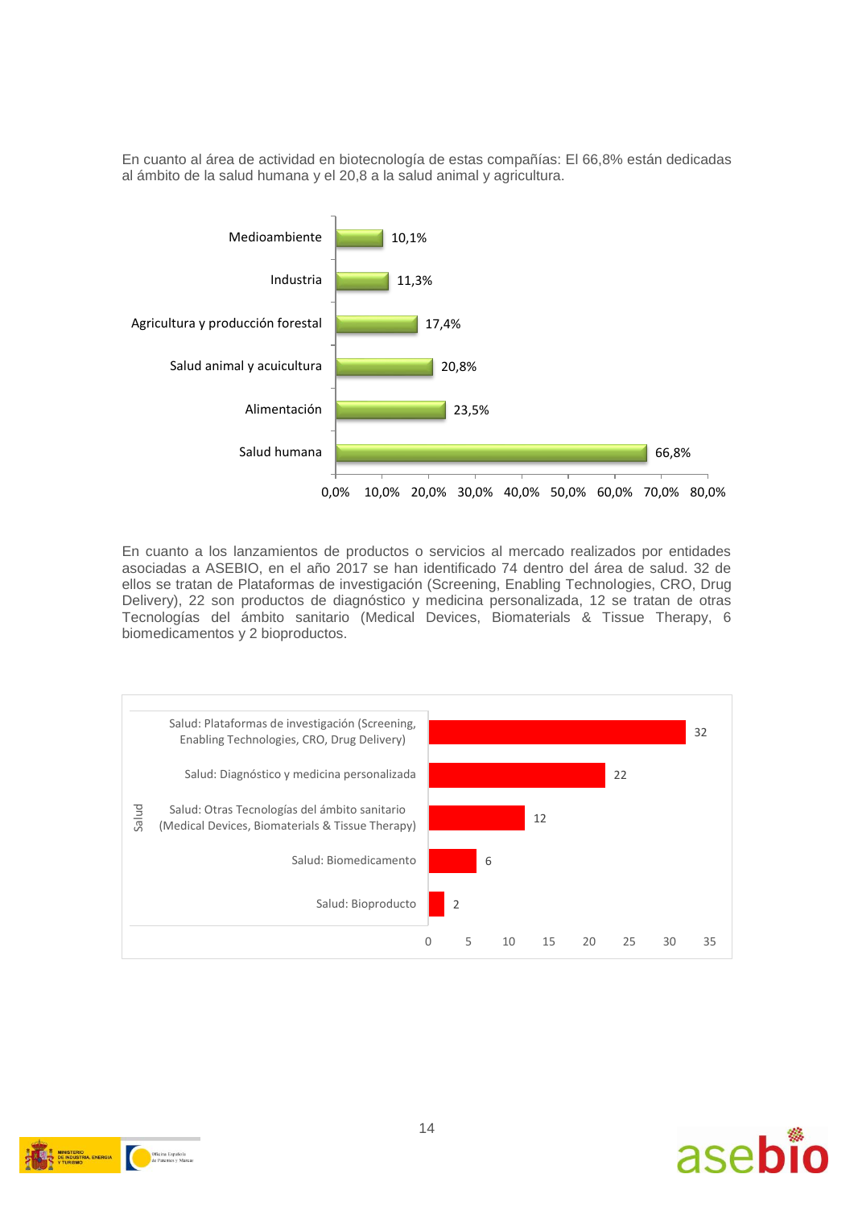En cuanto al área de actividad en biotecnología de estas compañías: El 66,8% están dedicadas al ámbito de la salud humana y el 20,8 a la salud animal y agricultura.

Medioambiente
10,1%
Industria
11,3%
Agricultura y producción forestal
17,4%
Salud animal y acuicultura
20,8%
Alimentación
23,5%
Salud humana
66,8%

0,0% 10,0% 20,0% 30,0% 40,0% 50,0% 60,0% 70,0% 80,0%

En cuanto a los lanzamientos de productos o servicios al mercado realizados por entidades asociadas a ASEBIO, en el año 2017 se han identificado 74 dentro del área de salud. 32 de ellos se tratan de Plataformas de investigación (Screening, Enabling Technologies, CRO, Drug Delivery), 22 son productos de diagnóstico y medicina personalizada, 12 se tratan de otras Tecnologías del ámbito sanitario (Medical Devices, Biomaterials & Tissue Therapy, 6 biomedicamentos y 2 bioproductos.

Salud

Salud: Plataformas de investigación (Screening, Enabling Technologies, CRO, Drug Delivery)
32
Salud: Diagnóstico y medicina personalizada
22
Salud: Otras Tecnologías del ámbito sanitario (Medical Devices, Biomaterials & Tissue Therapy)
12
Salud: Biomedicamento
6
Salud: Bioproducto
2

0 5 10 15 20 25 30 35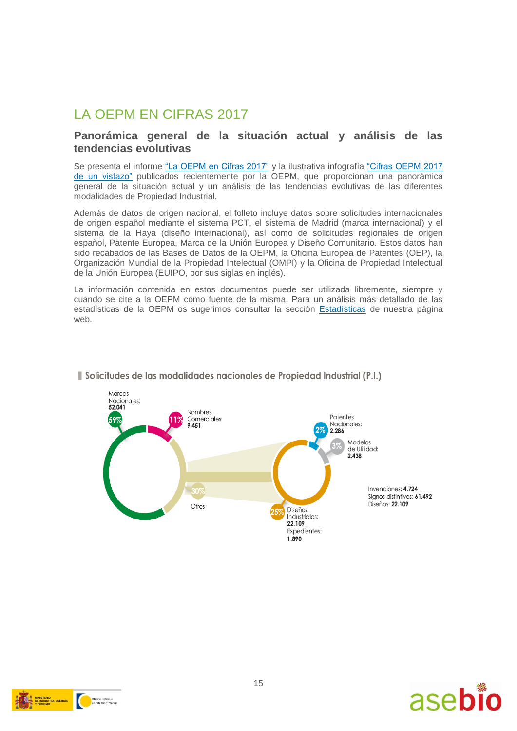# LA OEPM EN CIFRAS 2017

## Panorámica general de la situación actual y análisis de las tendencias evolutivas

Se presenta el informe "La OEPM en Cifras 2017" y la ilustrativa infografía "Cifras OEPM 2017 de un vistazo" publicados recientemente por la OEPM, que proporcionan una panorámica general de la situación actual y un análisis de las tendencias evolutivas de las diferentes modalidades de Propiedad Industrial.

Además de datos de origen nacional, el folleto incluye datos sobre solicitudes internacionales de origen español mediante el sistema PCT, el sistema de Madrid (marca internacional) y el sistema de la Haya (diseño internacional), así como de solicitudes regionales de origen español, Patente Europea, Marca de la Unión Europea y Diseño Comunitario. Estos datos han sido recabados de las Bases de Datos de la OEPM, la Oficina Europea de Patentes (OEP), la Organización Mundial de la Propiedad Intelectual (OMPI) y la Oficina de Propiedad Intelectual de la Unión Europea (EUIPO, por sus siglas en inglés).

La información contenida en estos documentos puede ser utilizada libremente, siempre y cuando se cite a la OEPM como fuente de la misma. Para un análisis más detallado de las estadísticas de la OEPM os sugerimos consultar la sección Estadísticas de nuestra página web.

**Solicitudes de las modalidades nacionales de Propiedad Industrial (P.I.)**

Marcas Nacionales: 52.041
59%
11%
Nombres Comerciales: 9.451
30%
Otros
2%
Patentes Nacionales: 2.286
3%
Modelos de Utilidad: 2.438
25%
Diseños Industriales: 22.109
Expedientes: 1.890

Invenciones: 4.724
Signos distintivos: 61.492
Diseños: 22.109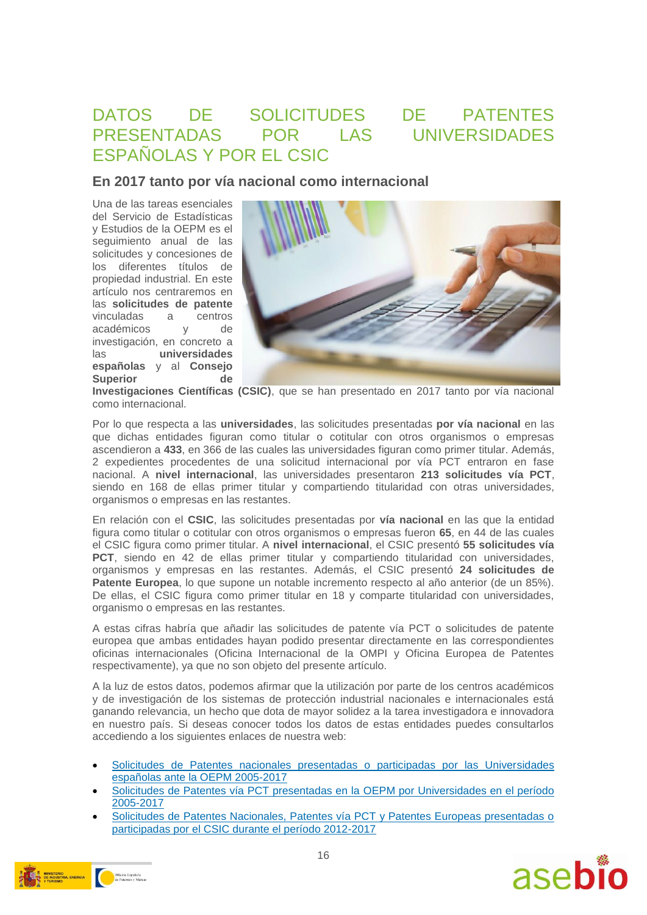# DATOS DE SOLICITUDES DE PATENTES PRESENTADAS POR LAS UNIVERSIDADES ESPAÑOLAS Y POR EL CSIC

## En 2017 tanto por vía nacional como internacional

Una de las tareas esenciales del Servicio de Estadísticas y Estudios de la OEPM es el seguimiento anual de las solicitudes y concesiones de los diferentes títulos de propiedad industrial. En este artículo nos centraremos en las **solicitudes de patente** vinculadas a centros académicos y de investigación, en concreto a las **universidades españolas** y al **Consejo Superior de Investigaciones Científicas (CSIC)**, que se han presentado en 2017 tanto por vía nacional como internacional.

Por lo que respecta a las **universidades**, las solicitudes presentadas **por vía nacional** en las que dichas entidades figuran como titular o cotitular con otros organismos o empresas ascendieron a **433**, en 366 de las cuales las universidades figuran como primer titular. Además, 2 expedientes procedentes de una solicitud internacional por vía PCT entraron en fase nacional. A **nivel internacional**, las universidades presentaron **213 solicitudes vía PCT**, siendo en 168 de ellas primer titular y compartiendo titularidad con otras universidades, organismos o empresas en las restantes.

En relación con el **CSIC**, las solicitudes presentadas por **vía nacional** en las que la entidad figura como titular o cotitular con otros organismos o empresas fueron **65**, en 44 de las cuales el CSIC figura como primer titular. A **nivel internacional**, el CSIC presentó **55 solicitudes vía PCT**, siendo en 42 de ellas primer titular y compartiendo titularidad con universidades, organismos y empresas en las restantes. Además, el CSIC presentó **24 solicitudes de Patente Europea**, lo que supone un notable incremento respecto al año anterior (de un 85%). De ellas, el CSIC figura como primer titular en 18 y comparte titularidad con universidades, organismo o empresas en las restantes.

A estas cifras habría que añadir las solicitudes de patente vía PCT o solicitudes de patente europea que ambas entidades hayan podido presentar directamente en las correspondientes oficinas internacionales (Oficina Internacional de la OMPI y Oficina Europea de Patentes respectivamente), ya que no son objeto del presente artículo.

A la luz de estos datos, podemos afirmar que la utilización por parte de los centros académicos y de investigación de los sistemas de protección industrial nacionales e internacionales está ganando relevancia, un hecho que dota de mayor solidez a la tarea investigadora e innovadora en nuestro país. Si deseas conocer todos los datos de estas entidades puedes consultarlos accediendo a los siguientes enlaces de nuestra web:

- Solicitudes de Patentes nacionales presentadas o participadas por las Universidades españolas ante la OEPM 2005-2017
- Solicitudes de Patentes vía PCT presentadas en la OEPM por Universidades en el período 2005-2017
- Solicitudes de Patentes Nacionales, Patentes vía PCT y Patentes Europeas presentadas o participadas por el CSIC durante el período 2012-2017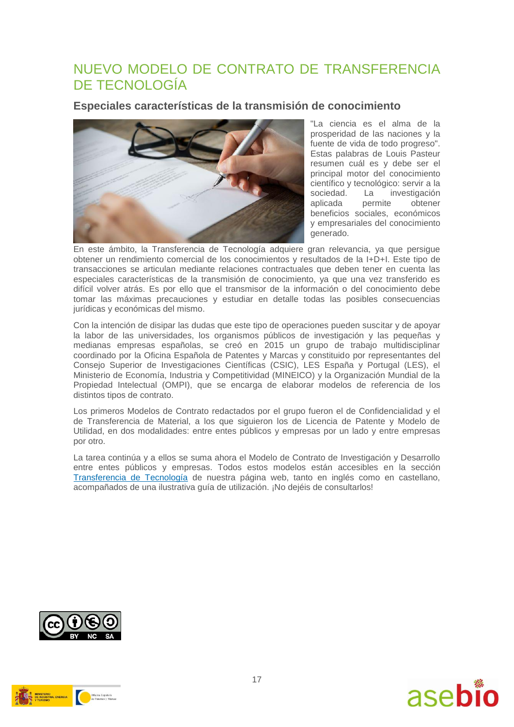# NUEVO MODELO DE CONTRATO DE TRANSFERENCIA DE TECNOLOGÍA

## Especiales características de la transmisión de conocimiento

"La ciencia es el alma de la prosperidad de las naciones y la fuente de vida de todo progreso". Estas palabras de Louis Pasteur resumen cuál es y debe ser el principal motor del conocimiento científico y tecnológico: servir a la sociedad. La investigación aplicada permite obtener beneficios sociales, económicos y empresariales del conocimiento generado.

En este ámbito, la Transferencia de Tecnología adquiere gran relevancia, ya que persigue obtener un rendimiento comercial de los conocimientos y resultados de la I+D+I. Este tipo de transacciones se articulan mediante relaciones contractuales que deben tener en cuenta las especiales características de la transmisión de conocimiento, ya que una vez transferido es difícil volver atrás. Es por ello que el transmisor de la información o del conocimiento debe tomar las máximas precauciones y estudiar en detalle todas las posibles consecuencias jurídicas y económicas del mismo.

Con la intención de disipar las dudas que este tipo de operaciones pueden suscitar y de apoyar la labor de las universidades, los organismos públicos de investigación y las pequeñas y medianas empresas españolas, se creó en 2015 un grupo de trabajo multidisciplinar coordinado por la Oficina Española de Patentes y Marcas y constituido por representantes del Consejo Superior de Investigaciones Científicas (CSIC), LES España y Portugal (LES), el Ministerio de Economía, Industria y Competitividad (MINEICO) y la Organización Mundial de la Propiedad Intelectual (OMPI), que se encarga de elaborar modelos de referencia de los distintos tipos de contrato.

Los primeros Modelos de Contrato redactados por el grupo fueron el de Confidencialidad y el de Transferencia de Material, a los que siguieron los de Licencia de Patente y Modelo de Utilidad, en dos modalidades: entre entes públicos y empresas por un lado y entre empresas por otro.

La tarea continúa y a ellos se suma ahora el Modelo de Contrato de Investigación y Desarrollo entre entes públicos y empresas. Todos estos modelos están accesibles en la sección Transferencia de Tecnología de nuestra página web, tanto en inglés como en castellano, acompañados de una ilustrativa guía de utilización. ¡No dejéis de consultarlos!